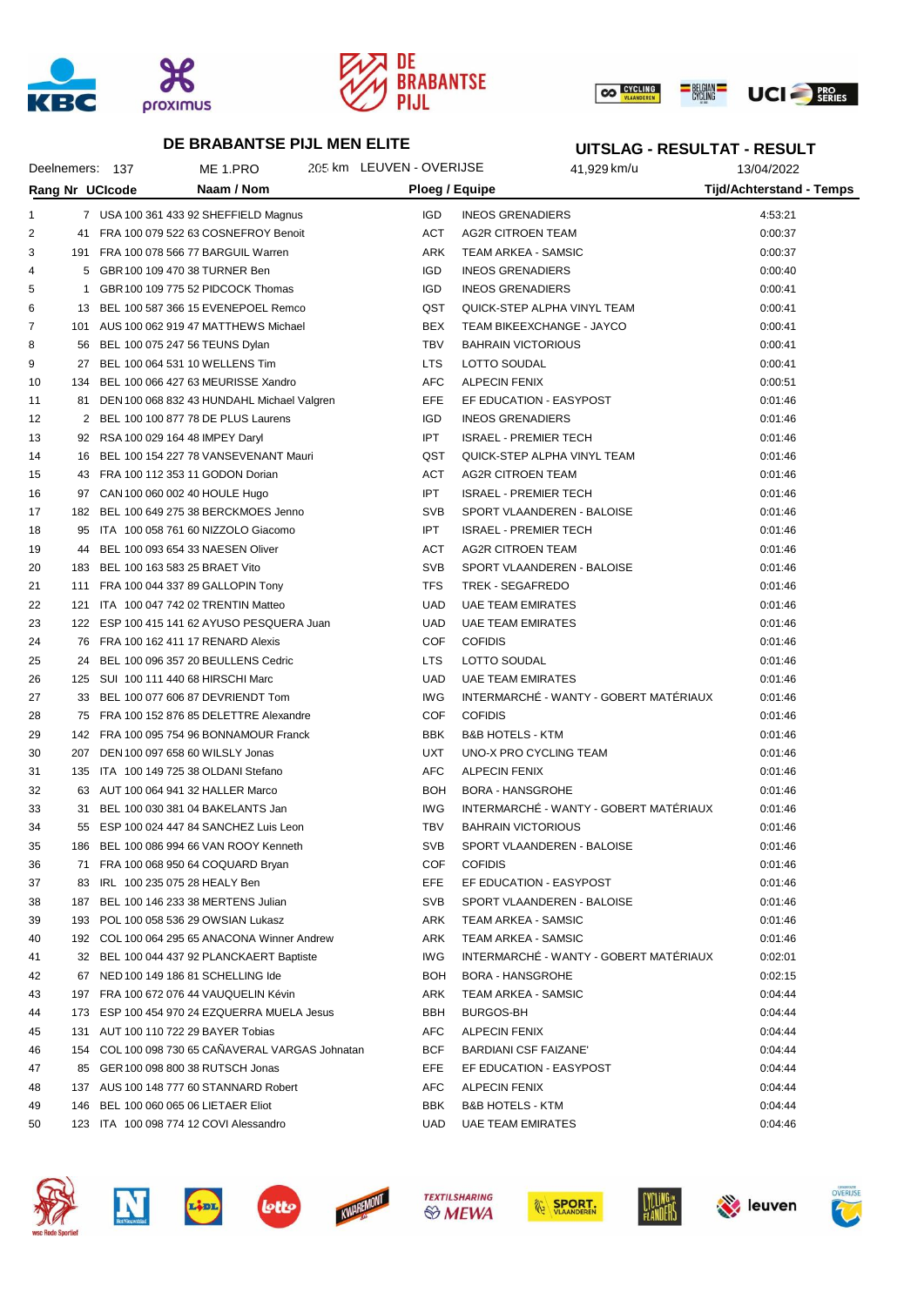## DE BRABANTSE PIJL MEN ELITE

## UITSLAG - RESULTAT - RESULT

Deelnemers: 137 | ME 1.PRO | 205 km LEUVEN - OVERIJSE | 41,929 km/u | 13/04/2022

| Rang | Nr | UCIcode | Naam / Nom | Ploeg / Equipe | | Tijd/Achterstand - Temps |
|---|---|---|---|---|---|---|
| 1 | 7 | USA 100 361 433 92 | SHEFFIELD Magnus | IGD | INEOS GRENADIERS | 4:53:21 |
| 2 | 41 | FRA 100 079 522 63 | COSNEFROY Benoit | ACT | AG2R CITROEN TEAM | 0:00:37 |
| 3 | 191 | FRA 100 078 566 77 | BARGUIL Warren | ARK | TEAM ARKEA - SAMSIC | 0:00:37 |
| 4 | 5 | GBR 100 109 470 38 | TURNER Ben | IGD | INEOS GRENADIERS | 0:00:40 |
| 5 | 1 | GBR 100 109 775 52 | PIDCOCK Thomas | IGD | INEOS GRENADIERS | 0:00:41 |
| 6 | 13 | BEL 100 587 366 15 | EVENEPOEL Remco | QST | QUICK-STEP ALPHA VINYL TEAM | 0:00:41 |
| 7 | 101 | AUS 100 062 919 47 | MATTHEWS Michael | BEX | TEAM BIKEEXCHANGE - JAYCO | 0:00:41 |
| 8 | 56 | BEL 100 075 247 56 | TEUNS Dylan | TBV | BAHRAIN VICTORIOUS | 0:00:41 |
| 9 | 27 | BEL 100 064 531 10 | WELLENS Tim | LTS | LOTTO SOUDAL | 0:00:41 |
| 10 | 134 | BEL 100 066 427 63 | MEURISSE Xandro | AFC | ALPECIN FENIX | 0:00:51 |
| 11 | 81 | DEN 100 068 832 43 | HUNDAHL Michael Valgren | EFE | EF EDUCATION - EASYPOST | 0:01:46 |
| 12 | 2 | BEL 100 100 877 78 | DE PLUS Laurens | IGD | INEOS GRENADIERS | 0:01:46 |
| 13 | 92 | RSA 100 029 164 48 | IMPEY Daryl | IPT | ISRAEL - PREMIER TECH | 0:01:46 |
| 14 | 16 | BEL 100 154 227 78 | VANSEVENANT Mauri | QST | QUICK-STEP ALPHA VINYL TEAM | 0:01:46 |
| 15 | 43 | FRA 100 112 353 11 | GODON Dorian | ACT | AG2R CITROEN TEAM | 0:01:46 |
| 16 | 97 | CAN 100 060 002 40 | HOULE Hugo | IPT | ISRAEL - PREMIER TECH | 0:01:46 |
| 17 | 182 | BEL 100 649 275 38 | BERCKMOES Jenno | SVB | SPORT VLAANDEREN - BALOISE | 0:01:46 |
| 18 | 95 | ITA 100 058 761 60 | NIZZOLO Giacomo | IPT | ISRAEL - PREMIER TECH | 0:01:46 |
| 19 | 44 | BEL 100 093 654 33 | NAESEN Oliver | ACT | AG2R CITROEN TEAM | 0:01:46 |
| 20 | 183 | BEL 100 163 583 25 | BRAET Vito | SVB | SPORT VLAANDEREN - BALOISE | 0:01:46 |
| 21 | 111 | FRA 100 044 337 89 | GALLOPIN Tony | TFS | TREK - SEGAFREDO | 0:01:46 |
| 22 | 121 | ITA 100 047 742 02 | TRENTIN Matteo | UAD | UAE TEAM EMIRATES | 0:01:46 |
| 23 | 122 | ESP 100 415 141 62 | AYUSO PESQUERA Juan | UAD | UAE TEAM EMIRATES | 0:01:46 |
| 24 | 76 | FRA 100 162 411 17 | RENARD Alexis | COF | COFIDIS | 0:01:46 |
| 25 | 24 | BEL 100 096 357 20 | BEULLENS Cedric | LTS | LOTTO SOUDAL | 0:01:46 |
| 26 | 125 | SUI 100 111 440 68 | HIRSCHI Marc | UAD | UAE TEAM EMIRATES | 0:01:46 |
| 27 | 33 | BEL 100 077 606 87 | DEVRIENDT Tom | IWG | INTERMARCHÉ - WANTY - GOBERT MATÉRIAUX | 0:01:46 |
| 28 | 75 | FRA 100 152 876 85 | DELETTRE Alexandre | COF | COFIDIS | 0:01:46 |
| 29 | 142 | FRA 100 095 754 96 | BONNAMOUR Franck | BBK | B&B HOTELS - KTM | 0:01:46 |
| 30 | 207 | DEN 100 097 658 60 | WILSLY Jonas | UXT | UNO-X PRO CYCLING TEAM | 0:01:46 |
| 31 | 135 | ITA 100 149 725 38 | OLDANI Stefano | AFC | ALPECIN FENIX | 0:01:46 |
| 32 | 63 | AUT 100 064 941 32 | HALLER Marco | BOH | BORA - HANSGROHE | 0:01:46 |
| 33 | 31 | BEL 100 030 381 04 | BAKELANTS Jan | IWG | INTERMARCHÉ - WANTY - GOBERT MATÉRIAUX | 0:01:46 |
| 34 | 55 | ESP 100 024 447 84 | SANCHEZ Luis Leon | TBV | BAHRAIN VICTORIOUS | 0:01:46 |
| 35 | 186 | BEL 100 086 994 66 | VAN ROOY Kenneth | SVB | SPORT VLAANDEREN - BALOISE | 0:01:46 |
| 36 | 71 | FRA 100 068 950 64 | COQUARD Bryan | COF | COFIDIS | 0:01:46 |
| 37 | 83 | IRL 100 235 075 28 | HEALY Ben | EFE | EF EDUCATION - EASYPOST | 0:01:46 |
| 38 | 187 | BEL 100 146 233 38 | MERTENS Julian | SVB | SPORT VLAANDEREN - BALOISE | 0:01:46 |
| 39 | 193 | POL 100 058 536 29 | OWSIAN Lukasz | ARK | TEAM ARKEA - SAMSIC | 0:01:46 |
| 40 | 192 | COL 100 064 295 65 | ANACONA Winner Andrew | ARK | TEAM ARKEA - SAMSIC | 0:01:46 |
| 41 | 32 | BEL 100 044 437 92 | PLANCKAERT Baptiste | IWG | INTERMARCHÉ - WANTY - GOBERT MATÉRIAUX | 0:02:01 |
| 42 | 67 | NED 100 149 186 81 | SCHELLING Ide | BOH | BORA - HANSGROHE | 0:02:15 |
| 43 | 197 | FRA 100 672 076 44 | VAUQUELIN Kévin | ARK | TEAM ARKEA - SAMSIC | 0:04:44 |
| 44 | 173 | ESP 100 454 970 24 | EZQUERRA MUELA Jesus | BBH | BURGOS-BH | 0:04:44 |
| 45 | 131 | AUT 100 110 722 29 | BAYER Tobias | AFC | ALPECIN FENIX | 0:04:44 |
| 46 | 154 | COL 100 098 730 65 | CAÑAVERAL VARGAS Johnatan | BCF | BARDIANI CSF FAIZANE' | 0:04:44 |
| 47 | 85 | GER 100 098 800 38 | RUTSCH Jonas | EFE | EF EDUCATION - EASYPOST | 0:04:44 |
| 48 | 137 | AUS 100 148 777 60 | STANNARD Robert | AFC | ALPECIN FENIX | 0:04:44 |
| 49 | 146 | BEL 100 060 065 06 | LIETAER Eliot | BBK | B&B HOTELS - KTM | 0:04:44 |
| 50 | 123 | ITA 100 098 774 12 | COVI Alessandro | UAD | UAE TEAM EMIRATES | 0:04:46 |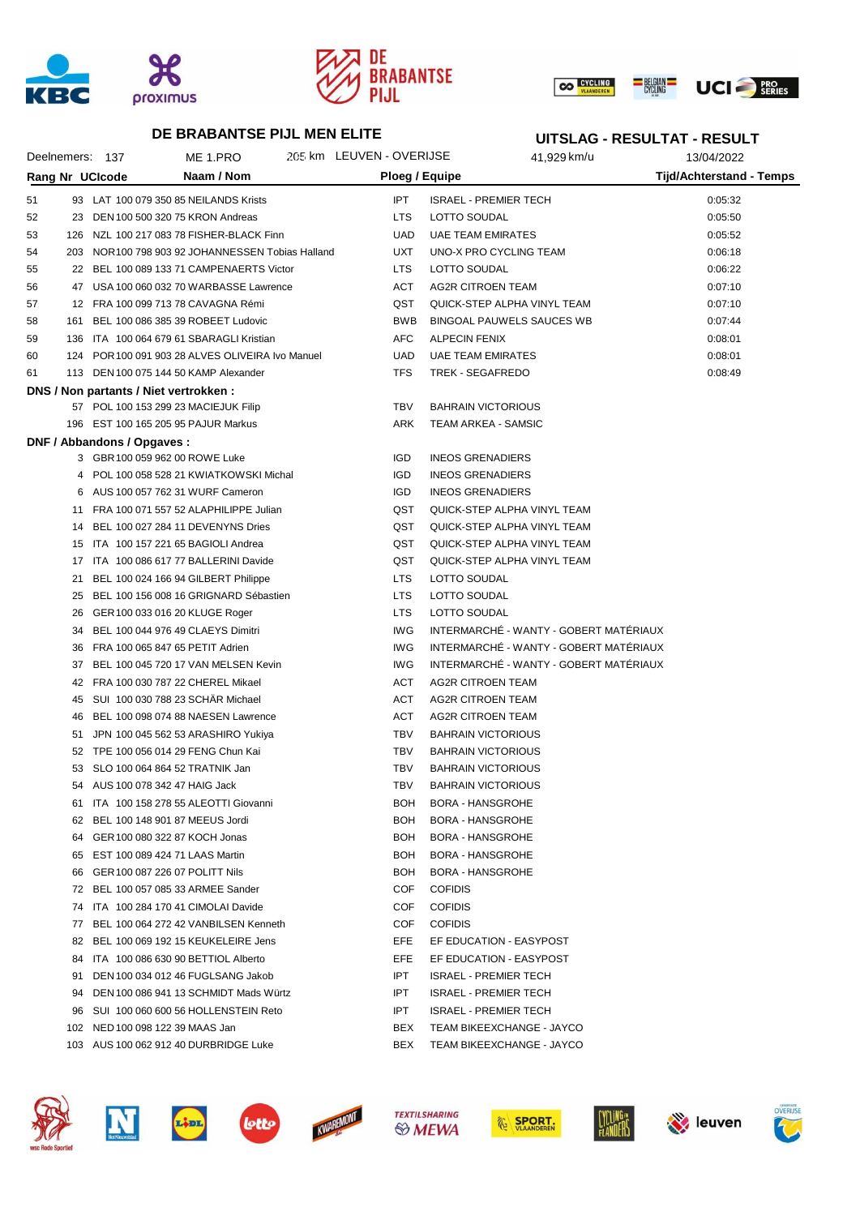## DE BRABANTSE PIJL MEN ELITE

## UITSLAG - RESULTAT - RESULT

Deelnemers: 137 | ME 1.PRO | 205 km LEUVEN - OVERIJSE | 41,929 km/u | 13/04/2022

| Rang | Nr | UCIcode | Naam / Nom | Ploeg / Equipe | | Tijd/Achterstand - Temps |
|---|---|---|---|---|---|---|
| 51 | 93 | LAT 100 079 350 85 | NEILANDS Krists | IPT | ISRAEL - PREMIER TECH | 0:05:32 |
| 52 | 23 | DEN 100 500 320 75 | KRON Andreas | LTS | LOTTO SOUDAL | 0:05:50 |
| 53 | 126 | NZL 100 217 083 78 | FISHER-BLACK Finn | UAD | UAE TEAM EMIRATES | 0:05:52 |
| 54 | 203 | NOR 100 798 903 92 | JOHANNESSEN Tobias Halland | UXT | UNO-X PRO CYCLING TEAM | 0:06:18 |
| 55 | 22 | BEL 100 089 133 71 | CAMPENAERTS Victor | LTS | LOTTO SOUDAL | 0:06:22 |
| 56 | 47 | USA 100 060 032 70 | WARBASSE Lawrence | ACT | AG2R CITROEN TEAM | 0:07:10 |
| 57 | 12 | FRA 100 099 713 78 | CAVAGNA Rémi | QST | QUICK-STEP ALPHA VINYL TEAM | 0:07:10 |
| 58 | 161 | BEL 100 086 385 39 | ROBEET Ludovic | BWB | BINGOAL PAUWELS SAUCES WB | 0:07:44 |
| 59 | 136 | ITA 100 064 679 61 | SBARAGLI Kristian | AFC | ALPECIN FENIX | 0:08:01 |
| 60 | 124 | POR 100 091 903 28 | ALVES OLIVEIRA Ivo Manuel | UAD | UAE TEAM EMIRATES | 0:08:01 |
| 61 | 113 | DEN 100 075 144 50 | KAMP Alexander | TFS | TREK - SEGAFREDO | 0:08:49 |

### DNS / Non partants / Niet vertrokken :

| Nr | UCIcode | Naam / Nom | Ploeg / Equipe | |
|---|---|---|---|---|
| 57 | POL 100 153 299 23 | MACIEJUK Filip | TBV | BAHRAIN VICTORIOUS |
| 196 | EST 100 165 205 95 | PAJUR Markus | ARK | TEAM ARKEA - SAMSIC |

### DNF / Abbandons / Opgaves :

| Nr | UCIcode | Naam / Nom | Ploeg / Equipe | |
|---|---|---|---|---|
| 3 | GBR 100 059 962 00 | ROWE Luke | IGD | INEOS GRENADIERS |
| 4 | POL 100 058 528 21 | KWIATKOWSKI Michal | IGD | INEOS GRENADIERS |
| 6 | AUS 100 057 762 31 | WURF Cameron | IGD | INEOS GRENADIERS |
| 11 | FRA 100 071 557 52 | ALAPHILIPPE Julian | QST | QUICK-STEP ALPHA VINYL TEAM |
| 14 | BEL 100 027 284 11 | DEVENYNS Dries | QST | QUICK-STEP ALPHA VINYL TEAM |
| 15 | ITA 100 157 221 65 | BAGIOLI Andrea | QST | QUICK-STEP ALPHA VINYL TEAM |
| 17 | ITA 100 086 617 77 | BALLERINI Davide | QST | QUICK-STEP ALPHA VINYL TEAM |
| 21 | BEL 100 024 166 94 | GILBERT Philippe | LTS | LOTTO SOUDAL |
| 25 | BEL 100 156 008 16 | GRIGNARD Sébastien | LTS | LOTTO SOUDAL |
| 26 | GER 100 033 016 20 | KLUGE Roger | LTS | LOTTO SOUDAL |
| 34 | BEL 100 044 976 49 | CLAEYS Dimitri | IWG | INTERMARCHÉ - WANTY - GOBERT MATÉRIAUX |
| 36 | FRA 100 065 847 65 | PETIT Adrien | IWG | INTERMARCHÉ - WANTY - GOBERT MATÉRIAUX |
| 37 | BEL 100 045 720 17 | VAN MELSEN Kevin | IWG | INTERMARCHÉ - WANTY - GOBERT MATÉRIAUX |
| 42 | FRA 100 030 787 22 | CHEREL Mikael | ACT | AG2R CITROEN TEAM |
| 45 | SUI 100 030 788 23 | SCHÄR Michael | ACT | AG2R CITROEN TEAM |
| 46 | BEL 100 098 074 88 | NAESEN Lawrence | ACT | AG2R CITROEN TEAM |
| 51 | JPN 100 045 562 53 | ARASHIRO Yukiya | TBV | BAHRAIN VICTORIOUS |
| 52 | TPE 100 056 014 29 | FENG Chun Kai | TBV | BAHRAIN VICTORIOUS |
| 53 | SLO 100 064 864 52 | TRATNIK Jan | TBV | BAHRAIN VICTORIOUS |
| 54 | AUS 100 078 342 47 | HAIG Jack | TBV | BAHRAIN VICTORIOUS |
| 61 | ITA 100 158 278 55 | ALEOTTI Giovanni | BOH | BORA - HANSGROHE |
| 62 | BEL 100 148 901 87 | MEEUS Jordi | BOH | BORA - HANSGROHE |
| 64 | GER 100 080 322 87 | KOCH Jonas | BOH | BORA - HANSGROHE |
| 65 | EST 100 089 424 71 | LAAS Martin | BOH | BORA - HANSGROHE |
| 66 | GER 100 087 226 07 | POLITT Nils | BOH | BORA - HANSGROHE |
| 72 | BEL 100 057 085 33 | ARMEE Sander | COF | COFIDIS |
| 74 | ITA 100 284 170 41 | CIMOLAI Davide | COF | COFIDIS |
| 77 | BEL 100 064 272 42 | VANBILSEN Kenneth | COF | COFIDIS |
| 82 | BEL 100 069 192 15 | KEUKELEIRE Jens | EFE | EF EDUCATION - EASYPOST |
| 84 | ITA 100 086 630 90 | BETTIOL Alberto | EFE | EF EDUCATION - EASYPOST |
| 91 | DEN 100 034 012 46 | FUGLSANG Jakob | IPT | ISRAEL - PREMIER TECH |
| 94 | DEN 100 086 941 13 | SCHMIDT Mads Würtz | IPT | ISRAEL - PREMIER TECH |
| 96 | SUI 100 060 600 56 | HOLLENSTEIN Reto | IPT | ISRAEL - PREMIER TECH |
| 102 | NED 100 098 122 39 | MAAS Jan | BEX | TEAM BIKEEXCHANGE - JAYCO |
| 103 | AUS 100 062 912 40 | DURBRIDGE Luke | BEX | TEAM BIKEEXCHANGE - JAYCO |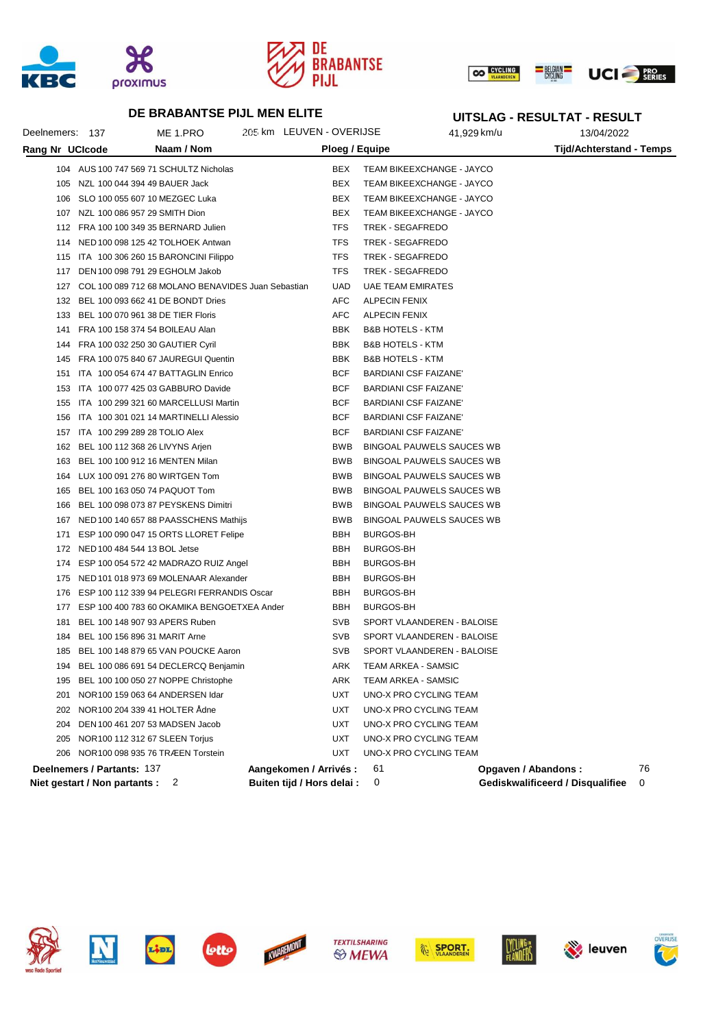## DE BRABANTSE PIJL MEN ELITE

## UITSLAG - RESULTAT - RESULT

Deelnemers: 137 | ME 1.PRO | 205 km LEUVEN - OVERIJSE | 41,929 km/u | 13/04/2022

| Rang | Nr | UCIcode | Naam / Nom | Ploeg / Equipe | | Tijd/Achterstand - Temps |
|---|---|---|---|---|---|---|
| | 104 | AUS 100 747 569 71 | SCHULTZ Nicholas | BEX | TEAM BIKEEXCHANGE - JAYCO | |
| | 105 | NZL 100 044 394 49 | BAUER Jack | BEX | TEAM BIKEEXCHANGE - JAYCO | |
| | 106 | SLO 100 055 607 10 | MEZGEC Luka | BEX | TEAM BIKEEXCHANGE - JAYCO | |
| | 107 | NZL 100 086 957 29 | SMITH Dion | BEX | TEAM BIKEEXCHANGE - JAYCO | |
| | 112 | FRA 100 100 349 35 | BERNARD Julien | TFS | TREK - SEGAFREDO | |
| | 114 | NED 100 098 125 42 | TOLHOEK Antwan | TFS | TREK - SEGAFREDO | |
| | 115 | ITA 100 306 260 15 | BARONCINI Filippo | TFS | TREK - SEGAFREDO | |
| | 117 | DEN 100 098 791 29 | EGHOLM Jakob | TFS | TREK - SEGAFREDO | |
| | 127 | COL 100 089 712 68 | MOLANO BENAVIDES Juan Sebastian | UAD | UAE TEAM EMIRATES | |
| | 132 | BEL 100 093 662 41 | DE BONDT Dries | AFC | ALPECIN FENIX | |
| | 133 | BEL 100 070 961 38 | DE TIER Floris | AFC | ALPECIN FENIX | |
| | 141 | FRA 100 158 374 54 | BOILEAU Alan | BBK | B&B HOTELS - KTM | |
| | 144 | FRA 100 032 250 30 | GAUTIER Cyril | BBK | B&B HOTELS - KTM | |
| | 145 | FRA 100 075 840 67 | JAUREGUI Quentin | BBK | B&B HOTELS - KTM | |
| | 151 | ITA 100 054 674 47 | BATTAGLIN Enrico | BCF | BARDIANI CSF FAIZANE' | |
| | 153 | ITA 100 077 425 03 | GABBURO Davide | BCF | BARDIANI CSF FAIZANE' | |
| | 155 | ITA 100 299 321 60 | MARCELLUSI Martin | BCF | BARDIANI CSF FAIZANE' | |
| | 156 | ITA 100 301 021 14 | MARTINELLI Alessio | BCF | BARDIANI CSF FAIZANE' | |
| | 157 | ITA 100 299 289 28 | TOLIO Alex | BCF | BARDIANI CSF FAIZANE' | |
| | 162 | BEL 100 112 368 26 | LIVYNS Arjen | BWB | BINGOAL PAUWELS SAUCES WB | |
| | 163 | BEL 100 100 912 16 | MENTEN Milan | BWB | BINGOAL PAUWELS SAUCES WB | |
| | 164 | LUX 100 091 276 80 | WIRTGEN Tom | BWB | BINGOAL PAUWELS SAUCES WB | |
| | 165 | BEL 100 163 050 74 | PAQUOT Tom | BWB | BINGOAL PAUWELS SAUCES WB | |
| | 166 | BEL 100 098 073 87 | PEYSKENS Dimitri | BWB | BINGOAL PAUWELS SAUCES WB | |
| | 167 | NED 100 140 657 88 | PAASSCHENS Mathijs | BWB | BINGOAL PAUWELS SAUCES WB | |
| | 171 | ESP 100 090 047 15 | ORTS LLORET Felipe | BBH | BURGOS-BH | |
| | 172 | NED 100 484 544 13 | BOL Jetse | BBH | BURGOS-BH | |
| | 174 | ESP 100 054 572 42 | MADRAZO RUIZ Angel | BBH | BURGOS-BH | |
| | 175 | NED 101 018 973 69 | MOLENAAR Alexander | BBH | BURGOS-BH | |
| | 176 | ESP 100 112 339 94 | PELEGRI FERRANDIS Oscar | BBH | BURGOS-BH | |
| | 177 | ESP 100 400 783 60 | OKAMIKA BENGOETXEA Ander | BBH | BURGOS-BH | |
| | 181 | BEL 100 148 907 93 | APERS Ruben | SVB | SPORT VLAANDEREN - BALOISE | |
| | 184 | BEL 100 156 896 31 | MARIT Arne | SVB | SPORT VLAANDEREN - BALOISE | |
| | 185 | BEL 100 148 879 65 | VAN POUCKE Aaron | SVB | SPORT VLAANDEREN - BALOISE | |
| | 194 | BEL 100 086 691 54 | DECLERCQ Benjamin | ARK | TEAM ARKEA - SAMSIC | |
| | 195 | BEL 100 100 050 27 | NOPPE Christophe | ARK | TEAM ARKEA - SAMSIC | |
| | 201 | NOR 100 159 063 64 | ANDERSEN Idar | UXT | UNO-X PRO CYCLING TEAM | |
| | 202 | NOR 100 204 339 41 | HOLTER Ådne | UXT | UNO-X PRO CYCLING TEAM | |
| | 204 | DEN 100 461 207 53 | MADSEN Jacob | UXT | UNO-X PRO CYCLING TEAM | |
| | 205 | NOR 100 112 312 67 | SLEEN Torjus | UXT | UNO-X PRO CYCLING TEAM | |
| | 206 | NOR 100 098 935 76 | TRÆEN Torstein | UXT | UNO-X PRO CYCLING TEAM | |

**Deelnemers / Partants:** 137 | **Aangekomen / Arrivés :** 61 | **Opgaven / Abandons :** 76

**Niet gestart / Non partants :** 2 | **Buiten tijd / Hors delai :** 0 | **Gediskwalificeerd / Disqualifiee** 0